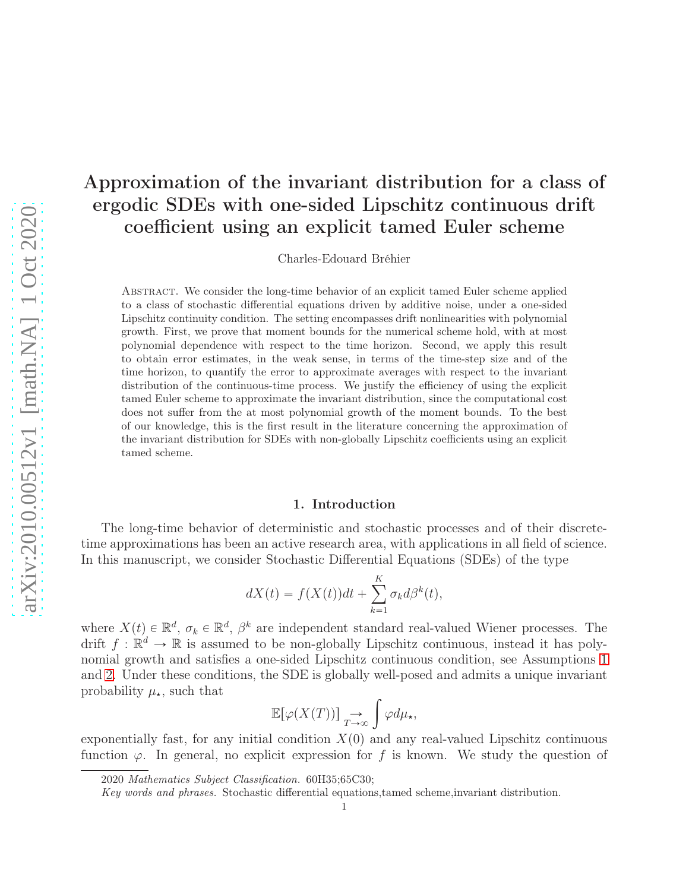# Approximation of the invariant distribution for a class of ergodic SDEs with one-sided Lipschitz continuous drift coefficient using an explicit tamed Euler scheme

Charles-Edouard Bréhier

Abstract. We consider the long-time behavior of an explicit tamed Euler scheme applied to a class of stochastic differential equations driven by additive noise, under a one-sided Lipschitz continuity condition. The setting encompasses drift nonlinearities with polynomial growth. First, we prove that moment bounds for the numerical scheme hold, with at most polynomial dependence with respect to the time horizon. Second, we apply this result to obtain error estimates, in the weak sense, in terms of the time-step size and of the time horizon, to quantify the error to approximate averages with respect to the invariant distribution of the continuous-time process. We justify the efficiency of using the explicit tamed Euler scheme to approximate the invariant distribution, since the computational cost does not suffer from the at most polynomial growth of the moment bounds. To the best of our knowledge, this is the first result in the literature concerning the approximation of the invariant distribution for SDEs with non-globally Lipschitz coefficients using an explicit tamed scheme.

## 1. Introduction

The long-time behavior of deterministic and stochastic processes and of their discrete-time approximations has been an active research area, with applications in all field of science. In this manuscript, we consider Stochastic Differential Equations (SDEs) of the type

$$dX(t) = f(X(t))dt + \sum_{k=1}^{K} \sigma_k d\beta^k(t),$$

where $X(t) \in \mathbb{R}^d$, $\sigma_k \in \mathbb{R}^d$, $\beta^k$ are independent standard real-valued Wiener processes. The drift $f : \mathbb{R}^d \to \mathbb{R}$ is assumed to be non-globally Lipschitz continuous, instead it has polynomial growth and satisfies a one-sided Lipschitz continuous condition, see Assumptions 1 and 2. Under these conditions, the SDE is globally well-posed and admits a unique invariant probability $\mu_\star$, such that

$$\mathbb{E}[\varphi(X(T))] \underset{T\to\infty}{\to} \int \varphi d\mu_\star,$$

exponentially fast, for any initial condition $X(0)$ and any real-valued Lipschitz continuous function $\varphi$. In general, no explicit expression for $f$ is known. We study the question of

2020 *Mathematics Subject Classification.* 60H35;65C30;

*Key words and phrases.* Stochastic differential equations,tamed scheme,invariant distribution.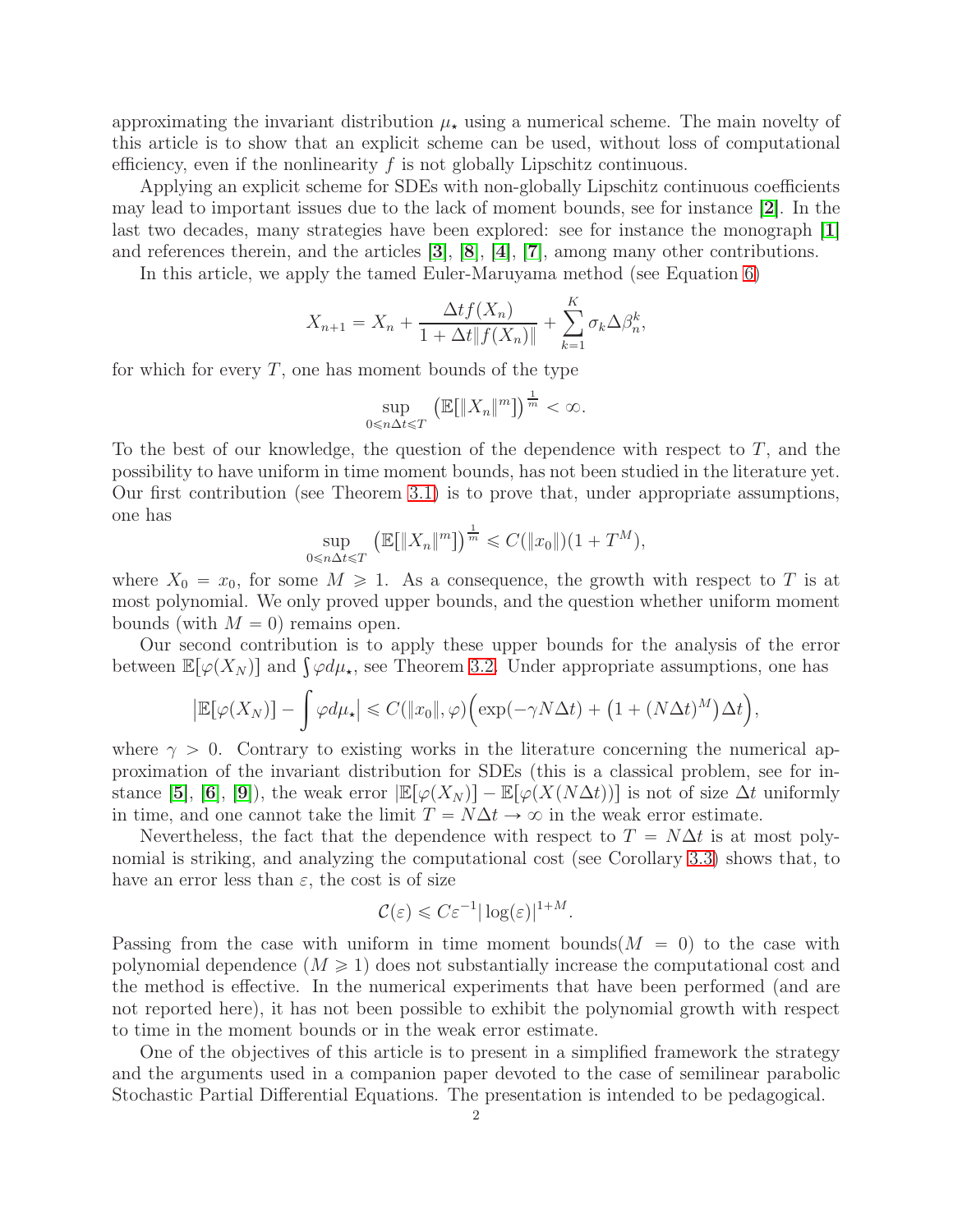approximating the invariant distribution $\mu_\star$ using a numerical scheme. The main novelty of this article is to show that an explicit scheme can be used, without loss of computational efficiency, even if the nonlinearity $f$ is not globally Lipschitz continuous.

Applying an explicit scheme for SDEs with non-globally Lipschitz continuous coefficients may lead to important issues due to the lack of moment bounds, see for instance [2]. In the last two decades, many strategies have been explored: see for instance the monograph [1] and references therein, and the articles [3], [8], [4], [7], among many other contributions.

In this article, we apply the tamed Euler-Maruyama method (see Equation 6)

$$X_{n+1} = X_n + \frac{\Delta t f(X_n)}{1 + \Delta t \|f(X_n)\|} + \sum_{k=1}^{K} \sigma_k \Delta \beta_n^k,$$

for which for every $T$, one has moment bounds of the type

$$\sup_{0 \leqslant n\Delta t \leqslant T} \big(\mathbb{E}[\|X_n\|^m]\big)^{\frac{1}{m}} < \infty.$$

To the best of our knowledge, the question of the dependence with respect to $T$, and the possibility to have uniform in time moment bounds, has not been studied in the literature yet. Our first contribution (see Theorem 3.1) is to prove that, under appropriate assumptions, one has

$$\sup_{0 \leqslant n\Delta t \leqslant T} \big(\mathbb{E}[\|X_n\|^m]\big)^{\frac{1}{m}} \leqslant C(\|x_0\|)(1 + T^M),$$

where $X_0 = x_0$, for some $M \geqslant 1$. As a consequence, the growth with respect to $T$ is at most polynomial. We only proved upper bounds, and the question whether uniform moment bounds (with $M = 0$) remains open.

Our second contribution is to apply these upper bounds for the analysis of the error between $\mathbb{E}[\varphi(X_N)]$ and $\int \varphi d\mu_\star$, see Theorem 3.2. Under appropriate assumptions, one has

$$\big|\mathbb{E}[\varphi(X_N)] - \int \varphi d\mu_\star\big| \leqslant C(\|x_0\|, \varphi)\Big(\exp(-\gamma N\Delta t) + \big(1 + (N\Delta t)^M\big)\Delta t\Big),$$

where $\gamma > 0$. Contrary to existing works in the literature concerning the numerical approximation of the invariant distribution for SDEs (this is a classical problem, see for instance [5], [6], [9]), the weak error $|\mathbb{E}[\varphi(X_N)] - \mathbb{E}[\varphi(X(N\Delta t))]$ is not of size $\Delta t$ uniformly in time, and one cannot take the limit $T = N\Delta t \to \infty$ in the weak error estimate.

Nevertheless, the fact that the dependence with respect to $T = N\Delta t$ is at most polynomial is striking, and analyzing the computational cost (see Corollary 3.3) shows that, to have an error less than $\varepsilon$, the cost is of size

$$\mathcal{C}(\varepsilon) \leqslant C\varepsilon^{-1}|\log(\varepsilon)|^{1+M}.$$

Passing from the case with uniform in time moment bounds($M = 0$) to the case with polynomial dependence ($M \geqslant 1$) does not substantially increase the computational cost and the method is effective. In the numerical experiments that have been performed (and are not reported here), it has not been possible to exhibit the polynomial growth with respect to time in the moment bounds or in the weak error estimate.

One of the objectives of this article is to present in a simplified framework the strategy and the arguments used in a companion paper devoted to the case of semilinear parabolic Stochastic Partial Differential Equations. The presentation is intended to be pedagogical.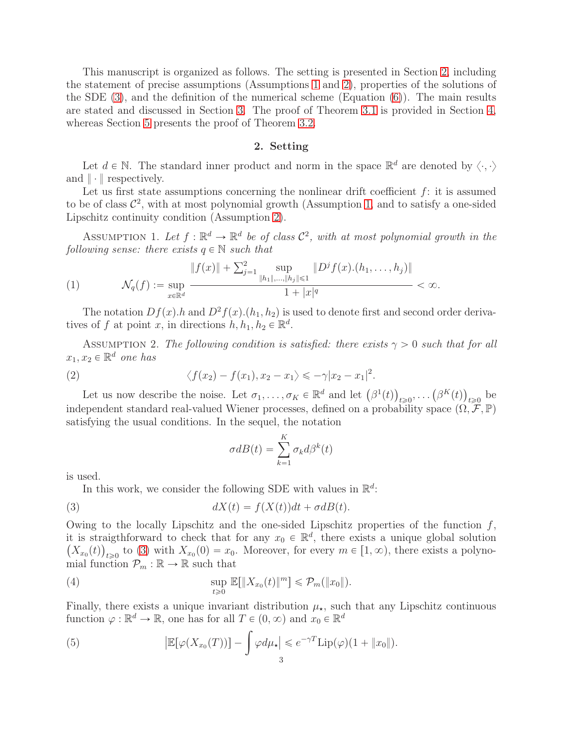This manuscript is organized as follows. The setting is presented in Section 2, including the statement of precise assumptions (Assumptions 1 and 2), properties of the solutions of the SDE (3), and the definition of the numerical scheme (Equation (6)). The main results are stated and discussed in Section 3. The proof of Theorem 3.1 is provided in Section 4, whereas Section 5 presents the proof of Theorem 3.2.

## 2. Setting

Let $d \in \mathbb{N}$. The standard inner product and norm in the space $\mathbb{R}^d$ are denoted by $\langle \cdot, \cdot \rangle$ and $\| \cdot \|$ respectively.

Let us first state assumptions concerning the nonlinear drift coefficient $f$: it is assumed to be of class $\mathcal{C}^2$, with at most polynomial growth (Assumption 1, and to satisfy a one-sided Lipschitz continuity condition (Assumption 2).

Assumption 1. *Let $f : \mathbb{R}^d \to \mathbb{R}^d$ be of class $\mathcal{C}^2$, with at most polynomial growth in the following sense: there exists $q \in \mathbb{N}$ such that*

$$
\mathcal{N}_q(f) := \sup_{x \in \mathbb{R}^d} \frac{\|f(x)\| + \sum_{j=1}^{2} \sup_{\|h_1\|, \ldots, \|h_j\| \leqslant 1} \|D^j f(x).(h_1, \ldots, h_j)\|}{1 + |x|^q} < \infty. \tag{1}
$$

The notation $Df(x).h$ and $D^2 f(x).(h_1, h_2)$ is used to denote first and second order derivatives of $f$ at point $x$, in directions $h, h_1, h_2 \in \mathbb{R}^d$.

Assumption 2. *The following condition is satisfied: there exists $\gamma > 0$ such that for all $x_1, x_2 \in \mathbb{R}^d$ one has*

$$
\langle f(x_2) - f(x_1), x_2 - x_1 \rangle \leqslant -\gamma |x_2 - x_1|^2. \tag{2}
$$

Let us now describe the noise. Let $\sigma_1, \ldots, \sigma_K \in \mathbb{R}^d$ and let $\left(\beta^1(t)\right)_{t \geqslant 0}, \ldots \left(\beta^K(t)\right)_{t \geqslant 0}$ be independent standard real-valued Wiener processes, defined on a probability space $(\Omega, \mathcal{F}, \mathbb{P})$ satisfying the usual conditions. In the sequel, the notation

$$
\sigma dB(t) = \sum_{k=1}^{K} \sigma_k d\beta^k(t)
$$

is used.

In this work, we consider the following SDE with values in $\mathbb{R}^d$:

$$
dX(t) = f(X(t))dt + \sigma dB(t). \tag{3}
$$

Owing to the locally Lipschitz and the one-sided Lipschitz properties of the function $f$, it is straigthforward to check that for any $x_0 \in \mathbb{R}^d$, there exists a unique global solution $\left(X_{x_0}(t)\right)_{t \geqslant 0}$ to (3) with $X_{x_0}(0) = x_0$. Moreover, for every $m \in [1, \infty)$, there exists a polynomial function $\mathcal{P}_m : \mathbb{R} \to \mathbb{R}$ such that

$$
\sup_{t \geqslant 0} \mathbb{E}[\|X_{x_0}(t)\|^m] \leqslant \mathcal{P}_m(\|x_0\|). \tag{4}
$$

Finally, there exists a unique invariant distribution $\mu_\star$, such that any Lipschitz continuous function $\varphi : \mathbb{R}^d \to \mathbb{R}$, one has for all $T \in (0, \infty)$ and $x_0 \in \mathbb{R}^d$

$$
\left| \mathbb{E}[\varphi(X_{x_0}(T))] - \int \varphi d\mu_\star \right| \leqslant e^{-\gamma T} \mathrm{Lip}(\varphi)(1 + \|x_0\|). \tag{5}
$$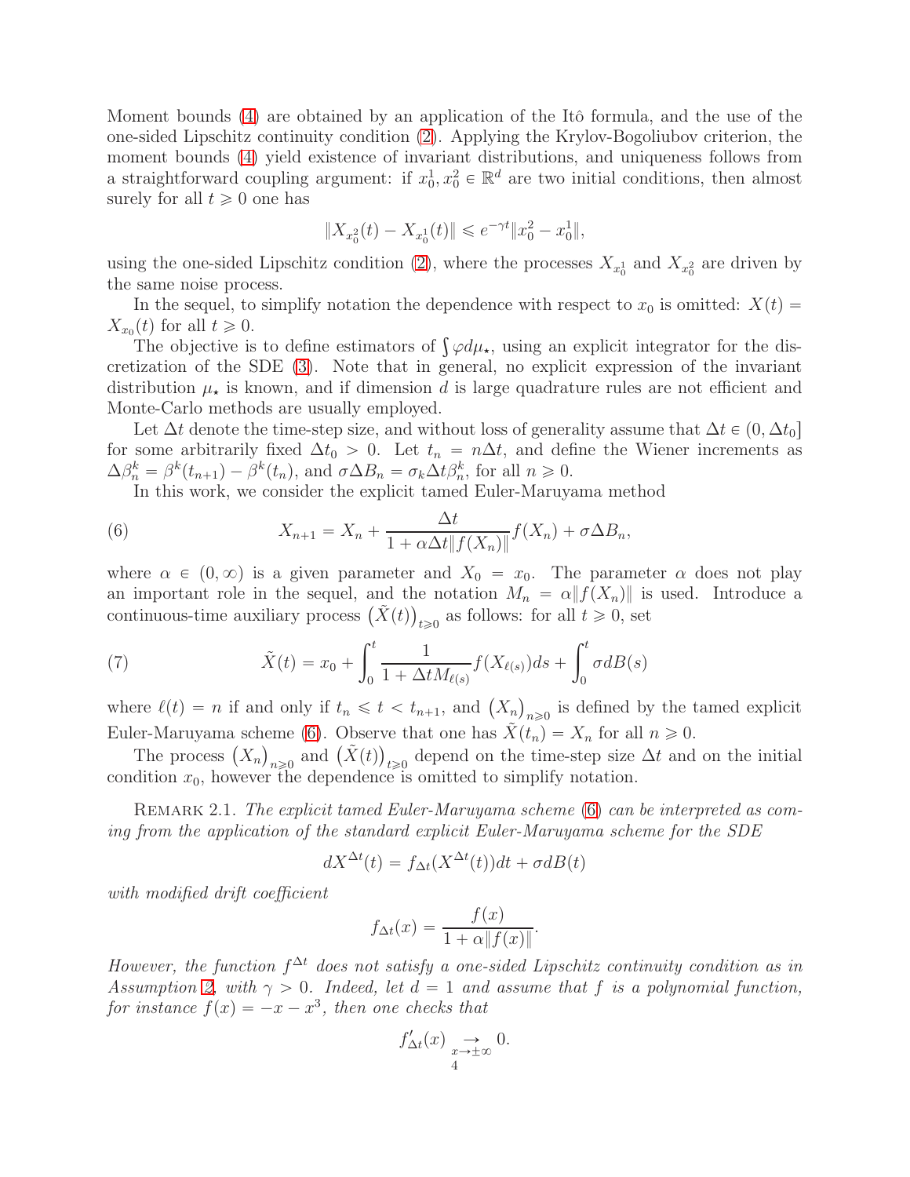Moment bounds (4) are obtained by an application of the Itô formula, and the use of the one-sided Lipschitz continuity condition (2). Applying the Krylov-Bogoliubov criterion, the moment bounds (4) yield existence of invariant distributions, and uniqueness follows from a straightforward coupling argument: if $x_0^1, x_0^2 \in \mathbb{R}^d$ are two initial conditions, then almost surely for all $t \geqslant 0$ one has

$$\|X_{x_0^2}(t) - X_{x_0^1}(t)\| \leqslant e^{-\gamma t}\|x_0^2 - x_0^1\|,$$

using the one-sided Lipschitz condition (2), where the processes $X_{x_0^1}$ and $X_{x_0^2}$ are driven by the same noise process.

In the sequel, to simplify notation the dependence with respect to $x_0$ is omitted: $X(t) = X_{x_0}(t)$ for all $t \geqslant 0$.

The objective is to define estimators of $\int \varphi d\mu_\star$, using an explicit integrator for the discretization of the SDE (3). Note that in general, no explicit expression of the invariant distribution $\mu_\star$ is known, and if dimension $d$ is large quadrature rules are not efficient and Monte-Carlo methods are usually employed.

Let $\Delta t$ denote the time-step size, and without loss of generality assume that $\Delta t \in (0, \Delta t_0]$ for some arbitrarily fixed $\Delta t_0 > 0$. Let $t_n = n\Delta t$, and define the Wiener increments as $\Delta\beta_n^k = \beta^k(t_{n+1}) - \beta^k(t_n)$, and $\sigma\Delta B_n = \sigma_k \Delta t \beta_n^k$, for all $n \geqslant 0$.

In this work, we consider the explicit tamed Euler-Maruyama method

$$X_{n+1} = X_n + \frac{\Delta t}{1 + \alpha\Delta t\|f(X_n)\|} f(X_n) + \sigma\Delta B_n, \tag{6}$$

where $\alpha \in (0, \infty)$ is a given parameter and $X_0 = x_0$. The parameter $\alpha$ does not play an important role in the sequel, and the notation $M_n = \alpha\|f(X_n)\|$ is used. Introduce a continuous-time auxiliary process $\big(\tilde{X}(t)\big)_{t\geqslant 0}$ as follows: for all $t \geqslant 0$, set

$$\tilde{X}(t) = x_0 + \int_0^t \frac{1}{1 + \Delta t M_{\ell(s)}} f(X_{\ell(s)}) ds + \int_0^t \sigma dB(s) \tag{7}$$

where $\ell(t) = n$ if and only if $t_n \leqslant t < t_{n+1}$, and $\big(X_n\big)_{n\geqslant 0}$ is defined by the tamed explicit Euler-Maruyama scheme (6). Observe that one has $\tilde{X}(t_n) = X_n$ for all $n \geqslant 0$.

The process $\big(X_n\big)_{n\geqslant 0}$ and $\big(\tilde{X}(t)\big)_{t\geqslant 0}$ depend on the time-step size $\Delta t$ and on the initial condition $x_0$, however the dependence is omitted to simplify notation.

Remark 2.1. *The explicit tamed Euler-Maruyama scheme (6) can be interpreted as coming from the application of the standard explicit Euler-Maruyama scheme for the SDE*

$$dX^{\Delta t}(t) = f_{\Delta t}(X^{\Delta t}(t))dt + \sigma dB(t)$$

*with modified drift coefficient*

$$f_{\Delta t}(x) = \frac{f(x)}{1 + \alpha\|f(x)\|}.$$

*However, the function $f^{\Delta t}$ does not satisfy a one-sided Lipschitz continuity condition as in Assumption 2, with $\gamma > 0$. Indeed, let $d = 1$ and assume that $f$ is a polynomial function, for instance $f(x) = -x - x^3$, then one checks that*

$$f_{\Delta t}'(x) \underset{x\to\pm\infty}{\to} 0.$$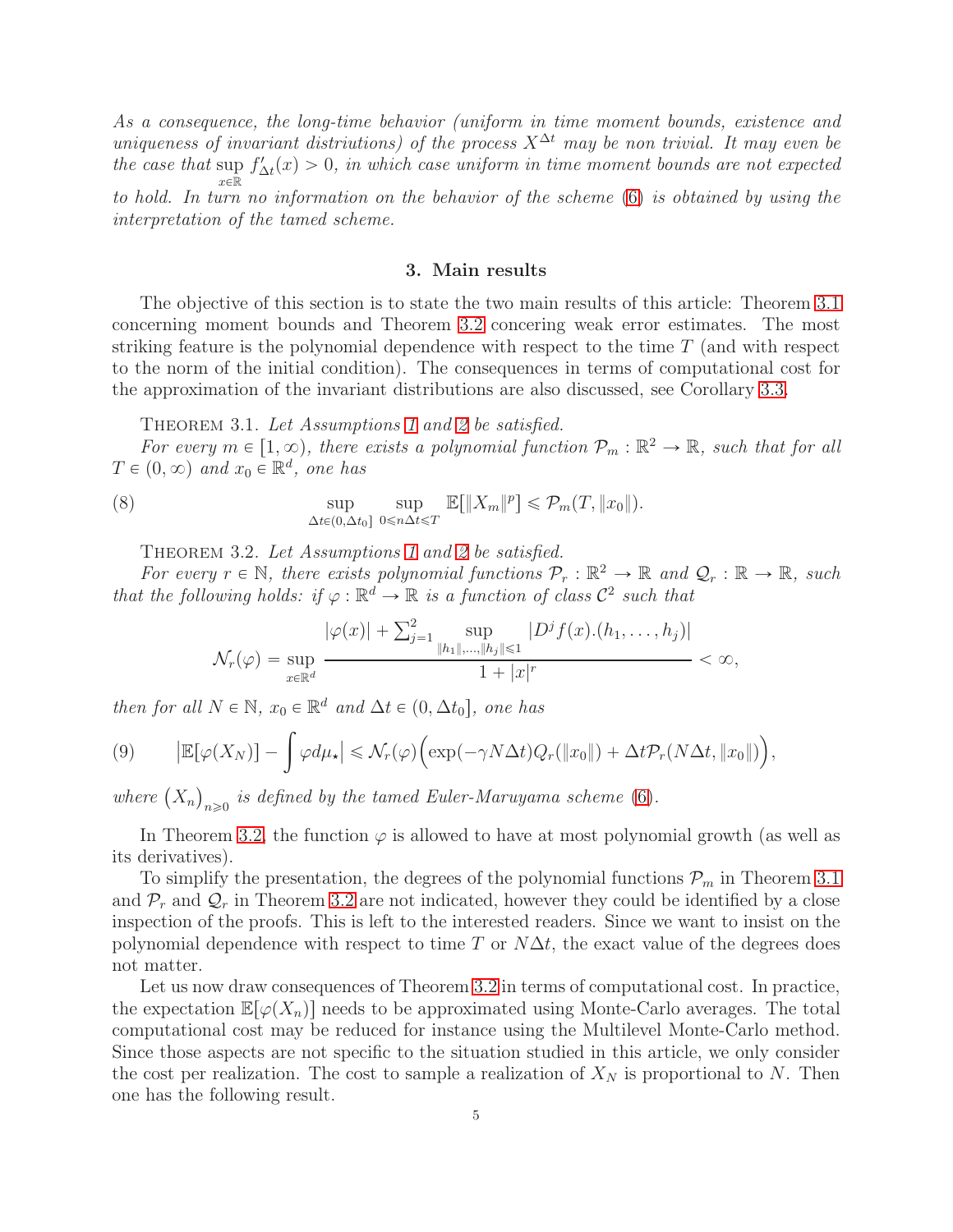*As a consequence, the long-time behavior (uniform in time moment bounds, existence and uniqueness of invariant distriutions) of the process $X^{\Delta t}$ may be non trivial. It may even be the case that $\sup_{x\in\mathbb{R}} f'_{\Delta t}(x) > 0$, in which case uniform in time moment bounds are not expected to hold. In turn no information on the behavior of the scheme (6) is obtained by using the interpretation of the tamed scheme.*

## 3. Main results

The objective of this section is to state the two main results of this article: Theorem 3.1 concerning moment bounds and Theorem 3.2 concering weak error estimates. The most striking feature is the polynomial dependence with respect to the time $T$ (and with respect to the norm of the initial condition). The consequences in terms of computational cost for the approximation of the invariant distributions are also discussed, see Corollary 3.3.

Theorem 3.1. *Let Assumptions 1 and 2 be satisfied.*

*For every $m \in [1,\infty)$, there exists a polynomial function $\mathcal{P}_m : \mathbb{R}^2 \to \mathbb{R}$, such that for all $T \in (0,\infty)$ and $x_0 \in \mathbb{R}^d$, one has*

$$\sup_{\Delta t\in(0,\Delta t_0]} \sup_{0\leqslant n\Delta t\leqslant T} \mathbb{E}[\|X_m\|^p] \leqslant \mathcal{P}_m(T, \|x_0\|). \tag{8}$$

Theorem 3.2. *Let Assumptions 1 and 2 be satisfied.*

*For every $r \in \mathbb{N}$, there exists polynomial functions $\mathcal{P}_r : \mathbb{R}^2 \to \mathbb{R}$ and $\mathcal{Q}_r : \mathbb{R} \to \mathbb{R}$, such that the following holds: if $\varphi : \mathbb{R}^d \to \mathbb{R}$ is a function of class $\mathcal{C}^2$ such that*

$$\mathcal{N}_r(\varphi) = \sup_{x\in\mathbb{R}^d} \frac{|\varphi(x)| + \sum_{j=1}^2 \sup_{\|h_1\|,\ldots,\|h_j\|\leqslant 1} |D^j f(x).(h_1,\ldots,h_j)|}{1+|x|^r} < \infty,$$

*then for all $N \in \mathbb{N}$, $x_0 \in \mathbb{R}^d$ and $\Delta t \in (0,\Delta t_0]$, one has*

$$\big|\mathbb{E}[\varphi(X_N)] - \int \varphi d\mu_\star\big| \leqslant \mathcal{N}_r(\varphi)\Big(\exp(-\gamma N\Delta t) Q_r(\|x_0\|) + \Delta t \mathcal{P}_r(N\Delta t, \|x_0\|)\Big), \tag{9}$$

*where $\big(X_n\big)_{n\geqslant 0}$ is defined by the tamed Euler-Maruyama scheme (6).*

In Theorem 3.2, the function $\varphi$ is allowed to have at most polynomial growth (as well as its derivatives).

To simplify the presentation, the degrees of the polynomial functions $\mathcal{P}_m$ in Theorem 3.1 and $\mathcal{P}_r$ and $\mathcal{Q}_r$ in Theorem 3.2 are not indicated, however they could be identified by a close inspection of the proofs. This is left to the interested readers. Since we want to insist on the polynomial dependence with respect to time $T$ or $N\Delta t$, the exact value of the degrees does not matter.

Let us now draw consequences of Theorem 3.2 in terms of computational cost. In practice, the expectation $\mathbb{E}[\varphi(X_n)]$ needs to be approximated using Monte-Carlo averages. The total computational cost may be reduced for instance using the Multilevel Monte-Carlo method. Since those aspects are not specific to the situation studied in this article, we only consider the cost per realization. The cost to sample a realization of $X_N$ is proportional to $N$. Then one has the following result.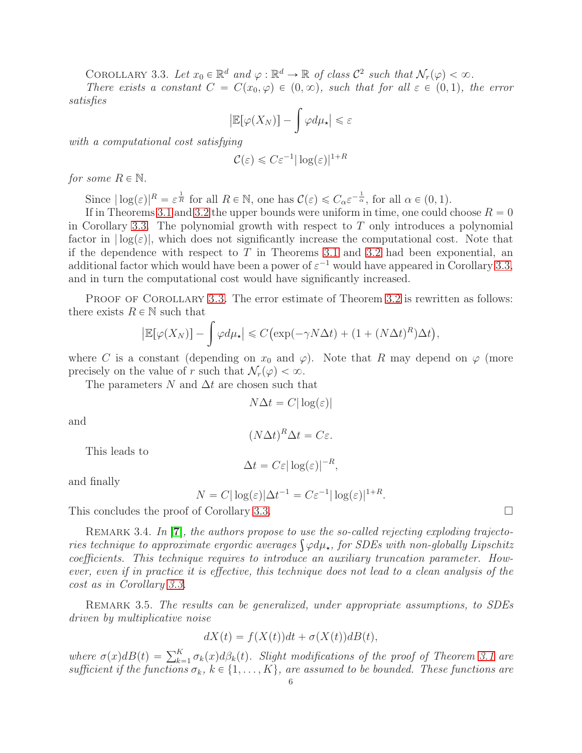Corollary 3.3. *Let $x_0 \in \mathbb{R}^d$ and $\varphi : \mathbb{R}^d \to \mathbb{R}$ of class $\mathcal{C}^2$ such that $\mathcal{N}_r(\varphi) < \infty$.*

*There exists a constant $C = C(x_0, \varphi) \in (0, \infty)$, such that for all $\varepsilon \in (0, 1)$, the error satisfies*

$$\left|\mathbb{E}[\varphi(X_N)] - \int \varphi d\mu_\star\right| \leqslant \varepsilon$$

*with a computational cost satisfying*

$$\mathcal{C}(\varepsilon) \leqslant C\varepsilon^{-1}|\log(\varepsilon)|^{1+R}$$

*for some $R \in \mathbb{N}$.*

Since $|\log(\varepsilon)|^R = \varepsilon^{\frac{1}{R}}$ for all $R \in \mathbb{N}$, one has $\mathcal{C}(\varepsilon) \leqslant C_\alpha \varepsilon^{-\frac{1}{\alpha}}$, for all $\alpha \in (0, 1)$.

If in Theorems 3.1 and 3.2 the upper bounds were uniform in time, one could choose $R = 0$ in Corollary 3.3. The polynomial growth with respect to $T$ only introduces a polynomial factor in $|\log(\varepsilon)|$, which does not significantly increase the computational cost. Note that if the dependence with respect to $T$ in Theorems 3.1 and 3.2 had been exponential, an additional factor which would have been a power of $\varepsilon^{-1}$ would have appeared in Corollary 3.3, and in turn the computational cost would have significantly increased.

Proof of Corollary 3.3. The error estimate of Theorem 3.2 is rewritten as follows: there exists $R \in \mathbb{N}$ such that

$$\left|\mathbb{E}[\varphi(X_N)] - \int \varphi d\mu_\star\right| \leqslant C\big(\exp(-\gamma N \Delta t) + (1 + (N\Delta t)^R)\Delta t\big),$$

where $C$ is a constant (depending on $x_0$ and $\varphi$). Note that $R$ may depend on $\varphi$ (more precisely on the value of $r$ such that $\mathcal{N}_r(\varphi) < \infty$.

The parameters $N$ and $\Delta t$ are chosen such that

$$N\Delta t = C|\log(\varepsilon)|$$

and

$$(N\Delta t)^R \Delta t = C\varepsilon.$$

This leads to

$$\Delta t = C\varepsilon|\log(\varepsilon)|^{-R},$$

and finally

$$N = C|\log(\varepsilon)|\Delta t^{-1} = C\varepsilon^{-1}|\log(\varepsilon)|^{1+R}.$$

This concludes the proof of Corollary 3.3. $\square$

Remark 3.4. *In [7], the authors propose to use the so-called rejecting exploding trajectories technique to approximate ergordic averages $\int \varphi d\mu_\star$, for SDEs with non-globally Lipschitz coefficients. This technique requires to introduce an auxiliary truncation parameter. However, even if in practice it is effective, this technique does not lead to a clean analysis of the cost as in Corollary 3.3.*

Remark 3.5. *The results can be generalized, under appropriate assumptions, to SDEs driven by multiplicative noise*

$$dX(t) = f(X(t))dt + \sigma(X(t))dB(t),$$

*where $\sigma(x)dB(t) = \sum_{k=1}^K \sigma_k(x)d\beta_k(t)$. Slight modifications of the proof of Theorem 3.1 are sufficient if the functions $\sigma_k$, $k \in \{1, \ldots, K\}$, are assumed to be bounded. These functions are*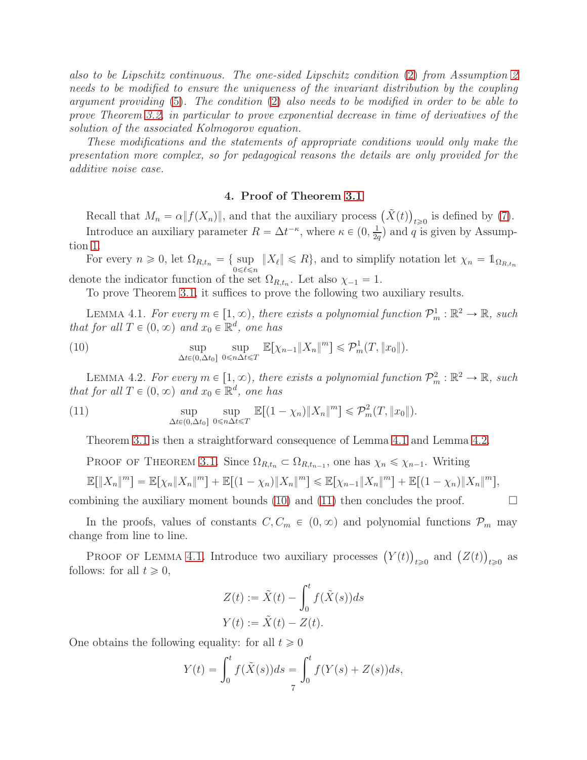*also to be Lipschitz continuous. The one-sided Lipschitz condition (2) from Assumption 2 needs to be modified to ensure the uniqueness of the invariant distribution by the coupling argument providing (5). The condition (2) also needs to be modified in order to be able to prove Theorem 3.2, in particular to prove exponential decrease in time of derivatives of the solution of the associated Kolmogorov equation.*

*These modifications and the statements of appropriate conditions would only make the presentation more complex, so for pedagogical reasons the details are only provided for the additive noise case.*

## 4. Proof of Theorem 3.1

Recall that $M_n = \alpha \| f(X_n) \|$, and that the auxiliary process $\big(\tilde{X}(t)\big)_{t \geqslant 0}$ is defined by (7).

Introduce an auxiliary parameter $R = \Delta t^{-\kappa}$, where $\kappa \in (0, \frac{1}{2q})$ and $q$ is given by Assumption 1.

For every $n \geqslant 0$, let $\Omega_{R,t_n} = \{ \sup_{0 \leqslant \ell \leqslant n} \|X_\ell\| \leqslant R\}$, and to simplify notation let $\chi_n = \mathbb{1}_{\Omega_{R,t_n}}$ denote the indicator function of the set $\Omega_{R,t_n}$. Let also $\chi_{-1} = 1$.

To prove Theorem 3.1, it suffices to prove the following two auxiliary results.

Lemma 4.1. *For every $m \in [1, \infty)$, there exists a polynomial function $\mathcal{P}_m^1 : \mathbb{R}^2 \to \mathbb{R}$, such that for all $T \in (0, \infty)$ and $x_0 \in \mathbb{R}^d$, one has*

$$\sup_{\Delta t \in (0, \Delta t_0]} \; \sup_{0 \leqslant n \Delta t \leqslant T} \mathbb{E}[\chi_{n-1} \|X_n\|^m] \leqslant \mathcal{P}_m^1(T, \|x_0\|). \tag{10}$$

Lemma 4.2. *For every $m \in [1, \infty)$, there exists a polynomial function $\mathcal{P}_m^2 : \mathbb{R}^2 \to \mathbb{R}$, such that for all $T \in (0, \infty)$ and $x_0 \in \mathbb{R}^d$, one has*

$$\sup_{\Delta t \in (0, \Delta t_0]} \; \sup_{0 \leqslant n \Delta t \leqslant T} \mathbb{E}[(1 - \chi_n) \|X_n\|^m] \leqslant \mathcal{P}_m^2(T, \|x_0\|). \tag{11}$$

Theorem 3.1 is then a straightforward consequence of Lemma 4.1 and Lemma 4.2.

Proof of Theorem 3.1. Since $\Omega_{R,t_n} \subset \Omega_{R,t_{n-1}}$, one has $\chi_n \leqslant \chi_{n-1}$. Writing

$$\mathbb{E}[\|X_n\|^m] = \mathbb{E}[\chi_n \|X_n\|^m] + \mathbb{E}[(1-\chi_n)\|X_n\|^m] \leqslant \mathbb{E}[\chi_{n-1}\|X_n\|^m] + \mathbb{E}[(1-\chi_n)\|X_n\|^m],$$

combining the auxiliary moment bounds (10) and (11) then concludes the proof. $\square$

In the proofs, values of constants $C, C_m \in (0, \infty)$ and polynomial functions $\mathcal{P}_m$ may change from line to line.

Proof of Lemma 4.1. Introduce two auxiliary processes $\big(Y(t)\big)_{t \geqslant 0}$ and $\big(Z(t)\big)_{t \geqslant 0}$ as follows: for all $t \geqslant 0$,

$$Z(t) := \tilde{X}(t) - \int_0^t f(\tilde{X}(s)) ds$$
$$Y(t) := \tilde{X}(t) - Z(t).$$

One obtains the following equality: for all $t \geqslant 0$

$$Y(t) = \int_0^t f(\tilde{X}(s)) ds = \int_0^t f(Y(s) + Z(s)) ds,$$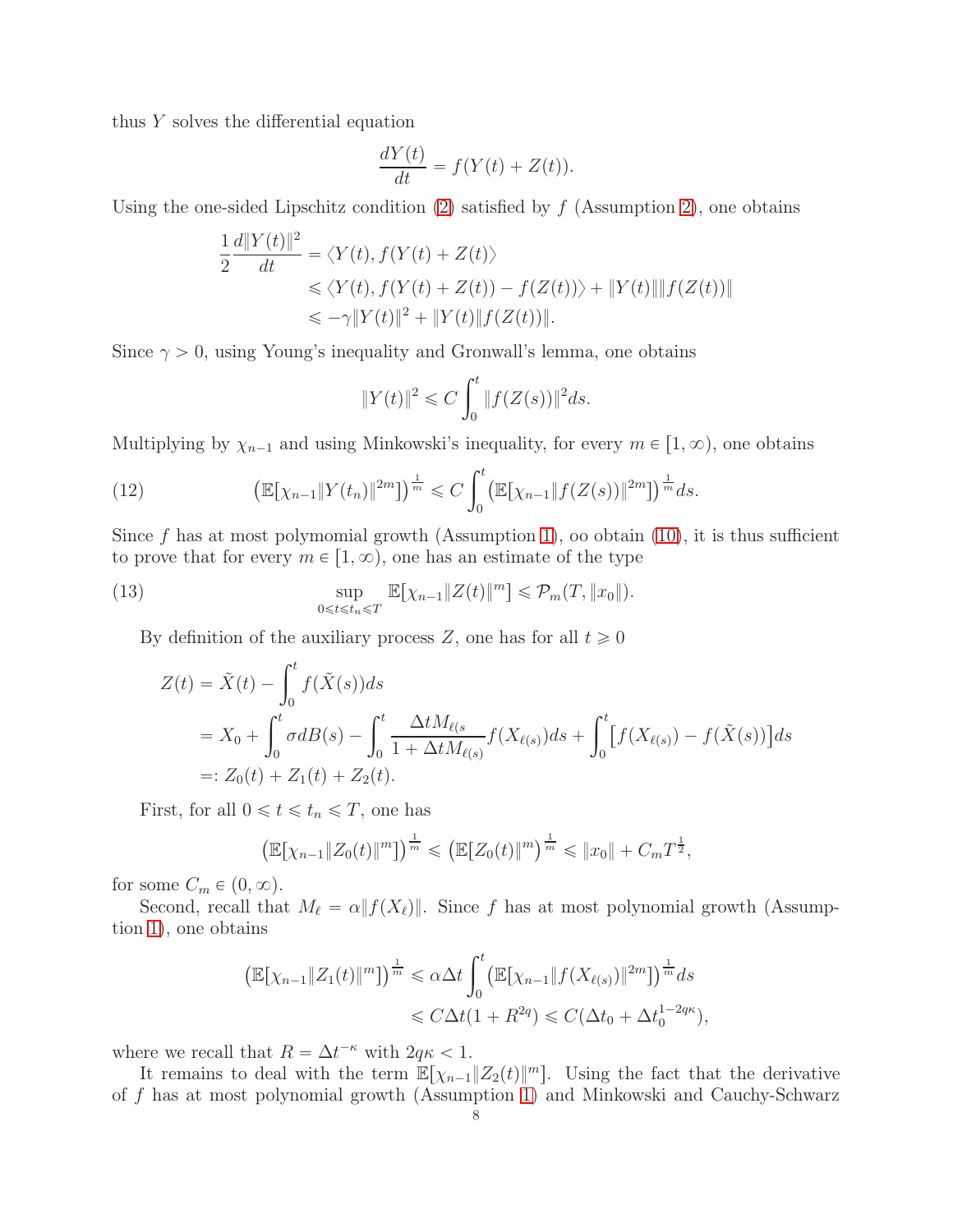thus $Y$ solves the differential equation

$$\frac{dY(t)}{dt} = f(Y(t) + Z(t)).$$

Using the one-sided Lipschitz condition (2) satisfied by $f$ (Assumption 2), one obtains

$$\begin{aligned}
\frac{1}{2}\frac{d\|Y(t)\|^2}{dt} &= \langle Y(t), f(Y(t) + Z(t)\rangle \\
&\leqslant \langle Y(t), f(Y(t) + Z(t)) - f(Z(t))\rangle + \|Y(t)\|\|f(Z(t))\| \\
&\leqslant -\gamma\|Y(t)\|^2 + \|Y(t)\|\|f(Z(t))\|.
\end{aligned}$$

Since $\gamma > 0$, using Young's inequality and Gronwall's lemma, one obtains

$$\|Y(t)\|^2 \leqslant C\int_0^t \|f(Z(s))\|^2 ds.$$

Multiplying by $\chi_{n-1}$ and using Minkowski's inequality, for every $m \in [1,\infty)$, one obtains

$$\big(\mathbb{E}[\chi_{n-1}\|Y(t_n)\|^{2m}]\big)^{\frac{1}{m}} \leqslant C\int_0^t \big(\mathbb{E}[\chi_{n-1}\|f(Z(s))\|^{2m}]\big)^{\frac{1}{m}} ds. \tag{12}$$

Since $f$ has at most polymomial growth (Assumption 1), oo obtain (10), it is thus sufficient to prove that for every $m \in [1,\infty)$, one has an estimate of the type

$$\sup_{0\leqslant t\leqslant t_n\leqslant T} \mathbb{E}[\chi_{n-1}\|Z(t)\|^m] \leqslant \mathcal{P}_m(T, \|x_0\|). \tag{13}$$

By definition of the auxiliary process $Z$, one has for all $t \geqslant 0$

$$\begin{aligned}
Z(t) &= \tilde{X}(t) - \int_0^t f(\tilde{X}(s))ds \\
&= X_0 + \int_0^t \sigma dB(s) - \int_0^t \frac{\Delta t M_{\ell(s}}{1 + \Delta t M_{\ell(s)}} f(X_{\ell(s)})ds + \int_0^t \big[f(X_{\ell(s)}) - f(\tilde{X}(s))\big]ds \\
&=: Z_0(t) + Z_1(t) + Z_2(t).
\end{aligned}$$

First, for all $0 \leqslant t \leqslant t_n \leqslant T$, one has

$$\big(\mathbb{E}[\chi_{n-1}\|Z_0(t)\|^m]\big)^{\frac{1}{m}} \leqslant \big(\mathbb{E}[Z_0(t)\|^m\big)^{\frac{1}{m}} \leqslant \|x_0\| + C_m T^{\frac{1}{2}},$$

for some $C_m \in (0,\infty)$.

Second, recall that $M_\ell = \alpha\|f(X_\ell)\|$. Since $f$ has at most polynomial growth (Assumption 1), one obtains

$$\begin{aligned}
\big(\mathbb{E}[\chi_{n-1}\|Z_1(t)\|^m]\big)^{\frac{1}{m}} &\leqslant \alpha\Delta t\int_0^t \big(\mathbb{E}[\chi_{n-1}\|f(X_{\ell(s)})\|^{2m}]\big)^{\frac{1}{m}} ds \\
&\leqslant C\Delta t(1 + R^{2q}) \leqslant C(\Delta t_0 + \Delta t_0^{1-2q\kappa}),
\end{aligned}$$

where we recall that $R = \Delta t^{-\kappa}$ with $2q\kappa < 1$.

It remains to deal with the term $\mathbb{E}[\chi_{n-1}\|Z_2(t)\|^m]$. Using the fact that the derivative of $f$ has at most polynomial growth (Assumption 1) and Minkowski and Cauchy-Schwarz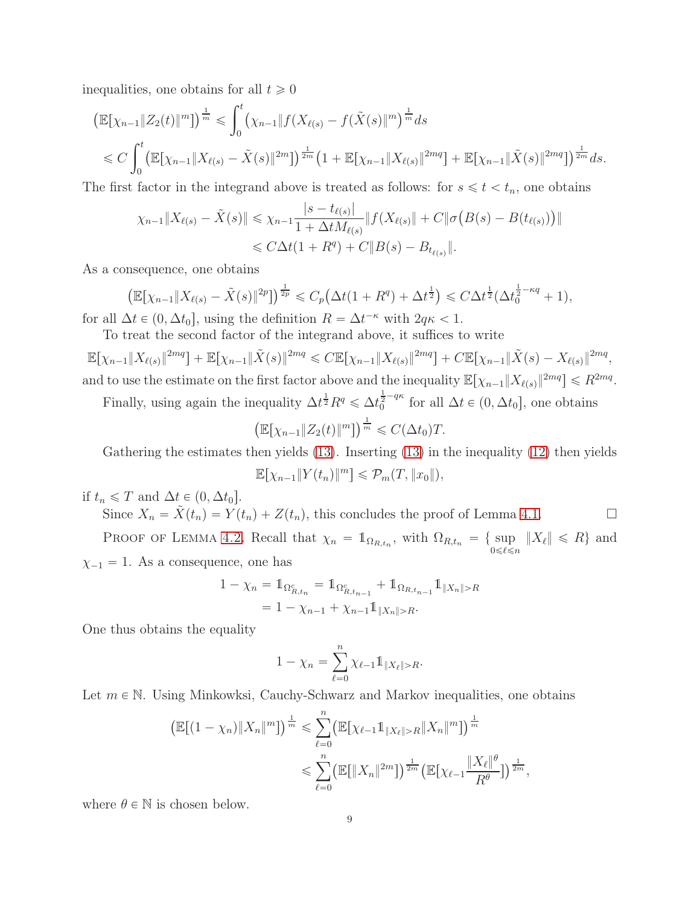inequalities, one obtains for all $t \geqslant 0$

$$
\begin{aligned}
\big(\mathbb{E}[\chi_{n-1}\|Z_2(t)\|^m]\big)^{\frac{1}{m}} &\leqslant \int_0^t \big(\chi_{n-1}\|f(X_{\ell(s)} - f(\tilde{X}(s)\|^m\big)^{\frac{1}{m}} ds \\
&\leqslant C\int_0^t \big(\mathbb{E}[\chi_{n-1}\|X_{\ell(s)} - \tilde{X}(s)\|^{2m}]\big)^{\frac{1}{2m}} \big(1 + \mathbb{E}[\chi_{n-1}\|X_{\ell(s)}\|^{2mq}] + \mathbb{E}[\chi_{n-1}\|\tilde{X}(s)\|^{2mq}]\big)^{\frac{1}{2m}} ds.
\end{aligned}
$$

The first factor in the integrand above is treated as follows: for $s \leqslant t < t_n$, one obtains

$$
\begin{aligned}
\chi_{n-1}\|X_{\ell(s)} - \tilde{X}(s)\| &\leqslant \chi_{n-1}\frac{|s - t_{\ell(s)}|}{1 + \Delta t M_{\ell(s)}}\|f(X_{\ell(s)}\| + C\|\sigma\big(B(s) - B(t_{\ell(s)})\big)\| \\
&\leqslant C\Delta t(1 + R^q) + C\|B(s) - B_{t_{\ell(s)}}\|.
\end{aligned}
$$

As a consequence, one obtains

$$
\big(\mathbb{E}[\chi_{n-1}\|X_{\ell(s)} - \tilde{X}(s)\|^{2p}]\big)^{\frac{1}{2p}} \leqslant C_p\big(\Delta t(1 + R^q) + \Delta t^{\frac{1}{2}}\big) \leqslant C\Delta t^{\frac{1}{2}}(\Delta t_0^{\frac{1}{2} - \kappa q} + 1),
$$

for all $\Delta t \in (0, \Delta t_0]$, using the definition $R = \Delta t^{-\kappa}$ with $2q\kappa < 1$.

To treat the second factor of the integrand above, it suffices to write

$$
\mathbb{E}[\chi_{n-1}\|X_{\ell(s)}\|^{2mq}] + \mathbb{E}[\chi_{n-1}\|\tilde{X}(s)\|^{2mq} \leqslant C\mathbb{E}[\chi_{n-1}\|X_{\ell(s)}\|^{2mq}] + C\mathbb{E}[\chi_{n-1}\|\tilde{X}(s) - X_{\ell(s)}\|^{2mq},
$$

and to use the estimate on the first factor above and the inequality $\mathbb{E}[\chi_{n-1}\|X_{\ell(s)}\|^{2mq}] \leqslant R^{2mq}$.

Finally, using again the inequality $\Delta t^{\frac{1}{2}}R^q \leqslant \Delta t_0^{\frac{1}{2} - q\kappa}$ for all $\Delta t \in (0, \Delta t_0]$, one obtains

$$
\big(\mathbb{E}[\chi_{n-1}\|Z_2(t)\|^m]\big)^{\frac{1}{m}} \leqslant C(\Delta t_0)T.
$$

Gathering the estimates then yields (13). Inserting (13) in the inequality (12) then yields

$$
\mathbb{E}[\chi_{n-1}\|Y(t_n)\|^m] \leqslant \mathcal{P}_m(T, \|x_0\|),
$$

if $t_n \leqslant T$ and $\Delta t \in (0, \Delta t_0]$.

Since $X_n = \tilde{X}(t_n) = Y(t_n) + Z(t_n)$, this concludes the proof of Lemma 4.1. $\square$

Proof of Lemma 4.2. Recall that $\chi_n = \mathbb{1}_{\Omega_{R,t_n}}$, with $\Omega_{R,t_n} = \{\sup_{0 \leqslant \ell \leqslant n} \|X_\ell\| \leqslant R\}$ and $\chi_{-1} = 1$. As a consequence, one has

$$
\begin{aligned}
1 - \chi_n = \mathbb{1}_{\Omega_{R,t_n}^c} &= \mathbb{1}_{\Omega_{R,t_{n-1}}^c} + \mathbb{1}_{\Omega_{R,t_{n-1}}}\mathbb{1}_{\|X_n\| > R} \\
&= 1 - \chi_{n-1} + \chi_{n-1}\mathbb{1}_{\|X_n\| > R}.
\end{aligned}
$$

One thus obtains the equality

$$
1 - \chi_n = \sum_{\ell=0}^n \chi_{\ell-1}\mathbb{1}_{\|X_\ell\| > R}.
$$

Let $m \in \mathbb{N}$. Using Minkowksi, Cauchy-Schwarz and Markov inequalities, one obtains

$$
\begin{aligned}
\big(\mathbb{E}[(1 - \chi_n)\|X_n\|^m]\big)^{\frac{1}{m}} &\leqslant \sum_{\ell=0}^n \big(\mathbb{E}[\chi_{\ell-1}\mathbb{1}_{\|X_\ell\| > R}\|X_n\|^m]\big)^{\frac{1}{m}} \\
&\leqslant \sum_{\ell=0}^n \big(\mathbb{E}[\|X_n\|^{2m}]\big)^{\frac{1}{2m}} \big(\mathbb{E}[\chi_{\ell-1}\frac{\|X_\ell\|^\theta}{R^\theta}]\big)^{\frac{1}{2m}},
\end{aligned}
$$

where $\theta \in \mathbb{N}$ is chosen below.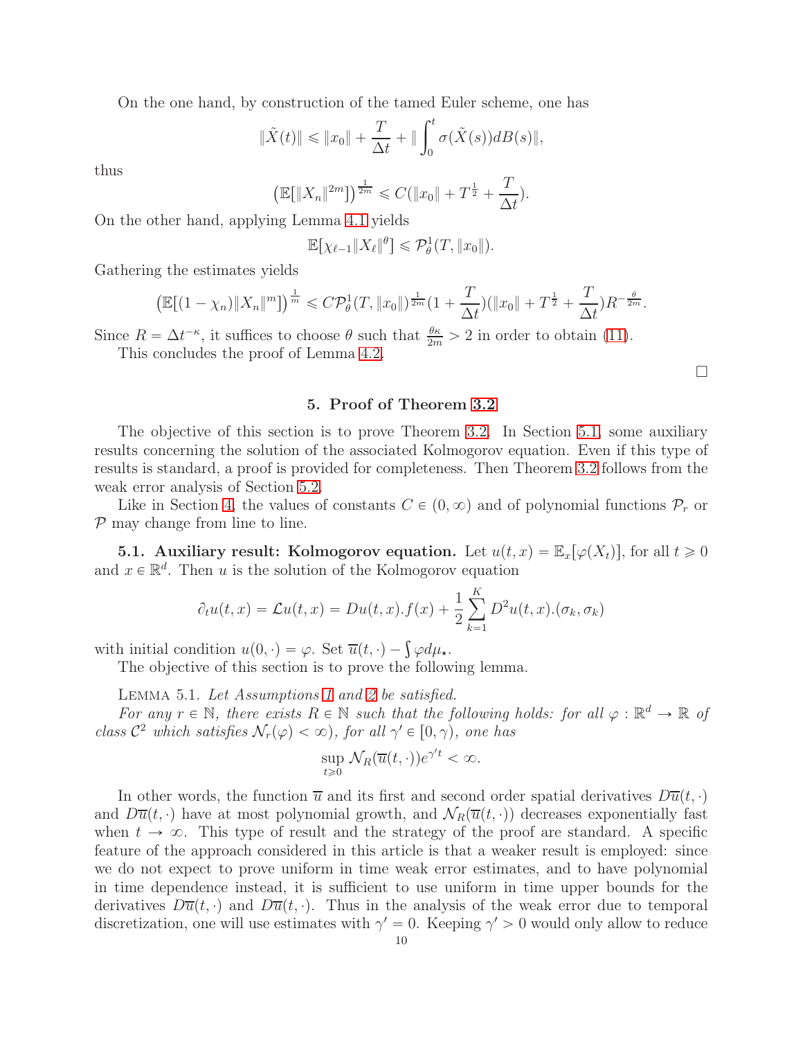On the one hand, by construction of the tamed Euler scheme, one has

$$\|\tilde{X}(t)\| \leqslant \|x_0\| + \frac{T}{\Delta t} + \|\int_0^t \sigma(\tilde{X}(s))dB(s)\|,$$

thus

$$\big(\mathbb{E}[\|X_n\|^{2m}]\big)^{\frac{1}{2m}} \leqslant C(\|x_0\| + T^{\frac{1}{2}} + \frac{T}{\Delta t}).$$

On the other hand, applying Lemma 4.1 yields

$$\mathbb{E}[\chi_{\ell-1}\|X_\ell\|^\theta] \leqslant \mathcal{P}_\theta^1(T, \|x_0\|).$$

Gathering the estimates yields

$$\big(\mathbb{E}[(1-\chi_n)\|X_n\|^m]\big)^{\frac{1}{m}} \leqslant C\mathcal{P}_\theta^1(T, \|x_0\|)^{\frac{1}{2m}}(1 + \frac{T}{\Delta t})(\|x_0\| + T^{\frac{1}{2}} + \frac{T}{\Delta t})R^{-\frac{\theta}{2m}}.$$

Since $R = \Delta t^{-\kappa}$, it suffices to choose $\theta$ such that $\frac{\theta\kappa}{2m} > 2$ in order to obtain (11).

This concludes the proof of Lemma 4.2.

□

## 5. Proof of Theorem 3.2

The objective of this section is to prove Theorem 3.2. In Section 5.1, some auxiliary results concerning the solution of the associated Kolmogorov equation. Even if this type of results is standard, a proof is provided for completeness. Then Theorem 3.2 follows from the weak error analysis of Section 5.2.

Like in Section 4, the values of constants $C \in (0, \infty)$ and of polynomial functions $\mathcal{P}_r$ or $\mathcal{P}$ may change from line to line.

**5.1. Auxiliary result: Kolmogorov equation.** Let $u(t,x) = \mathbb{E}_x[\varphi(X_t)]$, for all $t \geqslant 0$ and $x \in \mathbb{R}^d$. Then $u$ is the solution of the Kolmogorov equation

$$\partial_t u(t,x) = \mathcal{L}u(t,x) = Du(t,x).f(x) + \frac{1}{2}\sum_{k=1}^{K} D^2u(t,x).(\sigma_k, \sigma_k)$$

with initial condition $u(0,\cdot) = \varphi$. Set $\overline{u}(t,\cdot) - \int \varphi d\mu_\star$.

The objective of this section is to prove the following lemma.

Lemma 5.1. *Let Assumptions 1 and 2 be satisfied.*

*For any $r \in \mathbb{N}$, there exists $R \in \mathbb{N}$ such that the following holds: for all $\varphi : \mathbb{R}^d \to \mathbb{R}$ of class $\mathcal{C}^2$ which satisfies $\mathcal{N}_r(\varphi) < \infty$), for all $\gamma' \in [0, \gamma)$, one has*

$$\sup_{t \geqslant 0} \mathcal{N}_R(\overline{u}(t,\cdot))e^{\gamma' t} < \infty.$$

In other words, the function $\overline{u}$ and its first and second order spatial derivatives $D\overline{u}(t,\cdot)$ and $D\overline{u}(t,\cdot)$ have at most polynomial growth, and $\mathcal{N}_R(\overline{u}(t,\cdot))$ decreases exponentially fast when $t \to \infty$. This type of result and the strategy of the proof are standard. A specific feature of the approach considered in this article is that a weaker result is employed: since we do not expect to prove uniform in time weak error estimates, and to have polynomial in time dependence instead, it is sufficient to use uniform in time upper bounds for the derivatives $D\overline{u}(t,\cdot)$ and $D\overline{u}(t,\cdot)$. Thus in the analysis of the weak error due to temporal discretization, one will use estimates with $\gamma' = 0$. Keeping $\gamma' > 0$ would only allow to reduce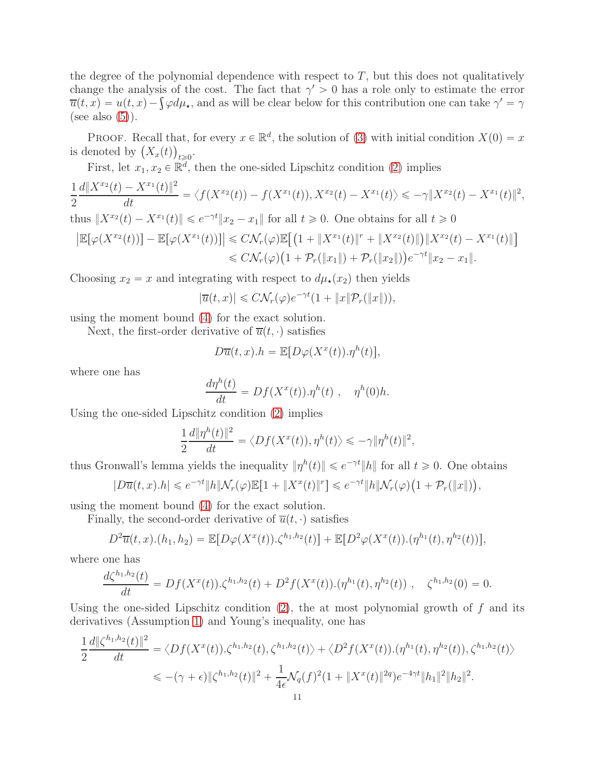the degree of the polynomial dependence with respect to $T$, but this does not qualitatively change the analysis of the cost. The fact that $\gamma' > 0$ has a role only to estimate the error $\overline{u}(t,x) = u(t,x) - \int \varphi d\mu_\star$, and as will be clear below for this contribution one can take $\gamma' = \gamma$ (see also (5)).

Proof. Recall that, for every $x \in \mathbb{R}^d$, the solution of (3) with initial condition $X(0) = x$ is denoted by $\big(X_x(t)\big)_{t \geqslant 0}$.

First, let $x_1, x_2 \in \mathbb{R}^d$, then the one-sided Lipschitz condition (2) implies

$$\frac{1}{2}\frac{d\|X^{x_2}(t) - X^{x_1}(t)\|^2}{dt} = \langle f(X^{x_2}(t)) - f(X^{x_1}(t)), X^{x_2}(t) - X^{x_1}(t)\rangle \leqslant -\gamma \|X^{x_2}(t) - X^{x_1}(t)\|^2,$$

thus $\|X^{x_2}(t) - X^{x_1}(t)\| \leqslant e^{-\gamma t}\|x_2 - x_1\|$ for all $t \geqslant 0$. One obtains for all $t \geqslant 0$

$$\begin{aligned}\big|\mathbb{E}[\varphi(X^{x_2}(t))] - \mathbb{E}[\varphi(X^{x_1}(t))]\big| &\leqslant C\mathcal{N}_r(\varphi)\mathbb{E}\big[\big(1 + \|X^{x_1}(t)\|^r + \|X^{x_2}(t)\|\big)\|X^{x_2}(t) - X^{x_1}(t)\|\big] \\ &\leqslant C\mathcal{N}_r(\varphi)\big(1 + \mathcal{P}_r(\|x_1\|) + \mathcal{P}_r(\|x_2\|)\big)e^{-\gamma t}\|x_2 - x_1\|.\end{aligned}$$

Choosing $x_2 = x$ and integrating with respect to $d\mu_\star(x_2)$ then yields

$$|\overline{u}(t,x)| \leqslant C\mathcal{N}_r(\varphi)e^{-\gamma t}(1 + \|x\|\mathcal{P}_r(\|x\|)),$$

using the moment bound (4) for the exact solution.

Next, the first-order derivative of $\overline{u}(t,\cdot)$ satisfies

$$D\overline{u}(t,x).h = \mathbb{E}[D\varphi(X^x(t)).\eta^h(t)],$$

where one has

$$\frac{d\eta^h(t)}{dt} = Df(X^x(t)).\eta^h(t)\ , \quad \eta^h(0)h.$$

Using the one-sided Lipschitz condition (2) implies

$$\frac{1}{2}\frac{d\|\eta^h(t)\|^2}{dt} = \langle Df(X^x(t)), \eta^h(t)\rangle \leqslant -\gamma\|\eta^h(t)\|^2,$$

thus Gronwall's lemma yields the inequality $\|\eta^h(t)\| \leqslant e^{-\gamma t}\|h\|$ for all $t \geqslant 0$. One obtains

$$|D\overline{u}(t,x).h| \leqslant e^{-\gamma t}\|h\|\mathcal{N}_r(\varphi)\mathbb{E}[1 + \|X^x(t)\|^r] \leqslant e^{-\gamma t}\|h\|\mathcal{N}_r(\varphi)\big(1 + \mathcal{P}_r(\|x\|)\big),$$

using the moment bound (4) for the exact solution.

Finally, the second-order derivative of $\overline{u}(t,\cdot)$ satisfies

$$D^2\overline{u}(t,x).(h_1,h_2) = \mathbb{E}[D\varphi(X^x(t)).\zeta^{h_1,h_2}(t)] + \mathbb{E}[D^2\varphi(X^x(t)).(\eta^{h_1}(t), \eta^{h_2}(t))],$$

where one has

$$\frac{d\zeta^{h_1,h_2}(t)}{dt} = Df(X^x(t)).\zeta^{h_1,h_2}(t) + D^2f(X^x(t)).(\eta^{h_1}(t), \eta^{h_2}(t))\ , \quad \zeta^{h_1,h_2}(0) = 0.$$

Using the one-sided Lipschitz condition (2), the at most polynomial growth of $f$ and its derivatives (Assumption 1) and Young's inequality, one has

$$\begin{aligned}\frac{1}{2}\frac{d\|\zeta^{h_1,h_2}(t)\|^2}{dt} &= \langle Df(X^x(t)).\zeta^{h_1,h_2}(t), \zeta^{h_1,h_2}(t)\rangle + \langle D^2f(X^x(t)).(\eta^{h_1}(t), \eta^{h_2}(t)), \zeta^{h_1,h_2}(t)\rangle \\ &\leqslant -(\gamma + \epsilon)\|\zeta^{h_1,h_2}(t)\|^2 + \frac{1}{4\epsilon}\mathcal{N}_q(f)^2(1 + \|X^x(t)\|^{2q})e^{-4\gamma t}\|h_1\|^2\|h_2\|^2.\end{aligned}$$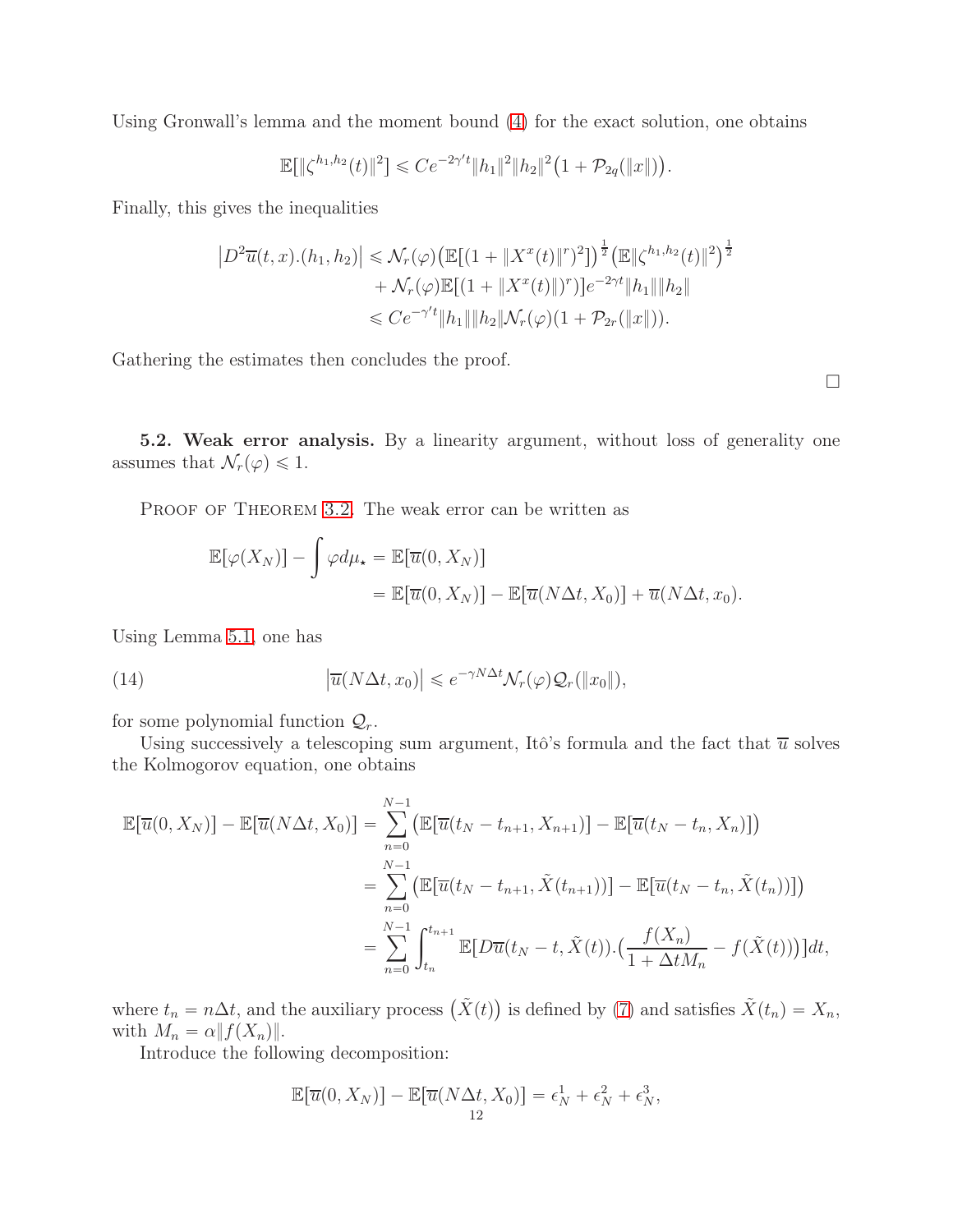Using Gronwall's lemma and the moment bound (4) for the exact solution, one obtains

$$\mathbb{E}[\|\zeta^{h_1,h_2}(t)\|^2] \leqslant Ce^{-2\gamma' t}\|h_1\|^2\|h_2\|^2\big(1+\mathcal{P}_{2q}(\|x\|)\big).$$

Finally, this gives the inequalities

$$\begin{aligned}
\big|D^2\overline{u}(t,x).(h_1,h_2)\big| &\leqslant \mathcal{N}_r(\varphi)\big(\mathbb{E}[(1+\|X^x(t)\|^r)^2]\big)^{\frac{1}{2}}\big(\mathbb{E}\|\zeta^{h_1,h_2}(t)\|^2\big)^{\frac{1}{2}} \\
&\quad + \mathcal{N}_r(\varphi)\mathbb{E}[(1+\|X^x(t)\|)^r)]e^{-2\gamma t}\|h_1\|\|h_2\| \\
&\leqslant Ce^{-\gamma' t}\|h_1\|\|h_2\|\mathcal{N}_r(\varphi)(1+\mathcal{P}_{2r}(\|x\|)).
\end{aligned}$$

Gathering the estimates then concludes the proof.

□

**5.2. Weak error analysis.** By a linearity argument, without loss of generality one assumes that $\mathcal{N}_r(\varphi) \leqslant 1$.

Proof of Theorem 3.2. The weak error can be written as

$$\begin{aligned}
\mathbb{E}[\varphi(X_N)] - \int \varphi d\mu_\star &= \mathbb{E}[\overline{u}(0,X_N)] \\
&= \mathbb{E}[\overline{u}(0,X_N)] - \mathbb{E}[\overline{u}(N\Delta t, X_0)] + \overline{u}(N\Delta t, x_0).
\end{aligned}$$

Using Lemma 5.1, one has

$$\big|\overline{u}(N\Delta t, x_0)\big| \leqslant e^{-\gamma N\Delta t}\mathcal{N}_r(\varphi)\mathcal{Q}_r(\|x_0\|), \tag{14}$$

for some polynomial function $\mathcal{Q}_r$.

Using successively a telescoping sum argument, Itô's formula and the fact that $\overline{u}$ solves the Kolmogorov equation, one obtains

$$\begin{aligned}
\mathbb{E}[\overline{u}(0,X_N)] - \mathbb{E}[\overline{u}(N\Delta t, X_0)] &= \sum_{n=0}^{N-1}\big(\mathbb{E}[\overline{u}(t_N - t_{n+1}, X_{n+1})] - \mathbb{E}[\overline{u}(t_N - t_n, X_n)]\big) \\
&= \sum_{n=0}^{N-1}\big(\mathbb{E}[\overline{u}(t_N - t_{n+1}, \tilde{X}(t_{n+1}))] - \mathbb{E}[\overline{u}(t_N - t_n, \tilde{X}(t_n))]\big) \\
&= \sum_{n=0}^{N-1}\int_{t_n}^{t_{n+1}} \mathbb{E}[D\overline{u}(t_N - t, \tilde{X}(t)).\big(\frac{f(X_n)}{1+\Delta t M_n} - f(\tilde{X}(t))\big)]dt,
\end{aligned}$$

where $t_n = n\Delta t$, and the auxiliary process $\big(\tilde{X}(t)\big)$ is defined by (7) and satisfies $\tilde{X}(t_n) = X_n$, with $M_n = \alpha\|f(X_n)\|$.

Introduce the following decomposition:

$$\mathbb{E}[\overline{u}(0,X_N)] - \mathbb{E}[\overline{u}(N\Delta t, X_0)] = \epsilon_N^1 + \epsilon_N^2 + \epsilon_N^3,$$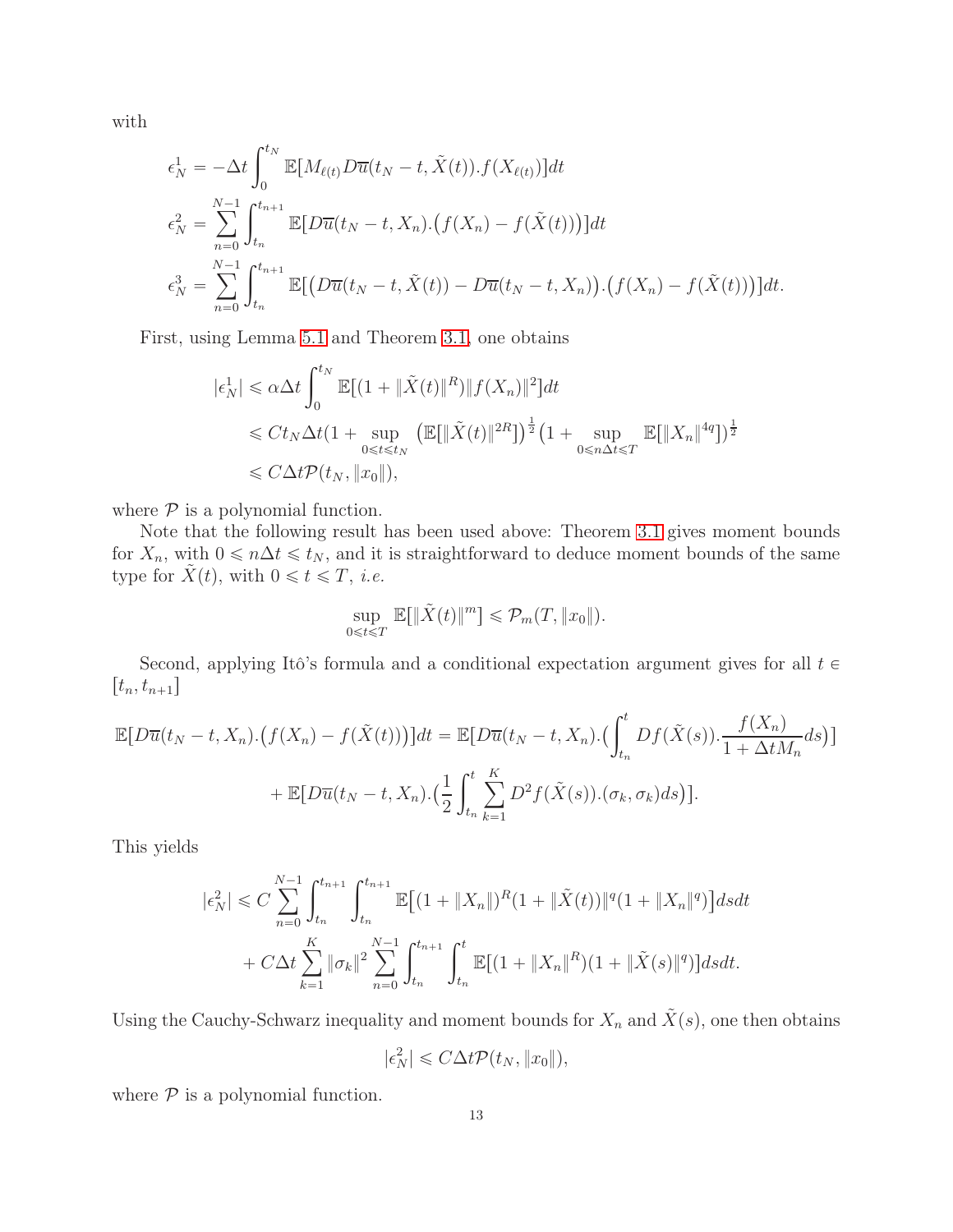with

$$
\begin{aligned}
\epsilon_N^1 &= -\Delta t \int_0^{t_N} \mathbb{E}[M_{\ell(t)} D\overline{u}(t_N - t, \tilde{X}(t)).f(X_{\ell(t)})]dt \\
\epsilon_N^2 &= \sum_{n=0}^{N-1} \int_{t_n}^{t_{n+1}} \mathbb{E}[D\overline{u}(t_N - t, X_n).\big(f(X_n) - f(\tilde{X}(t))\big)]dt \\
\epsilon_N^3 &= \sum_{n=0}^{N-1} \int_{t_n}^{t_{n+1}} \mathbb{E}[\big(D\overline{u}(t_N - t, \tilde{X}(t)) - D\overline{u}(t_N - t, X_n)\big).\big(f(X_n) - f(\tilde{X}(t))\big)]dt.
\end{aligned}
$$

First, using Lemma 5.1 and Theorem 3.1, one obtains

$$
\begin{aligned}
|\epsilon_N^1| &\leqslant \alpha \Delta t \int_0^{t_N} \mathbb{E}[(1 + \|\tilde{X}(t)\|^R)\|f(X_n)\|^2]dt \\
&\leqslant C t_N \Delta t (1 + \sup_{0 \leqslant t \leqslant t_N} \big(\mathbb{E}[\|\tilde{X}(t)\|^{2R}]\big)^{\frac{1}{2}} \big(1 + \sup_{0 \leqslant n\Delta t \leqslant T} \mathbb{E}[\|X_n\|^{4q}]\big)^{\frac{1}{2}} \\
&\leqslant C \Delta t \mathcal{P}(t_N, \|x_0\|),
\end{aligned}
$$

where $\mathcal{P}$ is a polynomial function.

Note that the following result has been used above: Theorem 3.1 gives moment bounds for $X_n$, with $0 \leqslant n\Delta t \leqslant t_N$, and it is straightforward to deduce moment bounds of the same type for $\tilde{X}(t)$, with $0 \leqslant t \leqslant T$, *i.e.*

$$
\sup_{0 \leqslant t \leqslant T} \mathbb{E}[\|\tilde{X}(t)\|^m] \leqslant \mathcal{P}_m(T, \|x_0\|).
$$

Second, applying Itô's formula and a conditional expectation argument gives for all $t \in [t_n, t_{n+1}]$

$$
\begin{aligned}
\mathbb{E}[D\overline{u}(t_N - t, X_n).\big(f(X_n) - f(\tilde{X}(t))\big)]dt &= \mathbb{E}[D\overline{u}(t_N - t, X_n).\Big(\int_{t_n}^t Df(\tilde{X}(s)).\frac{f(X_n)}{1 + \Delta t M_n} ds\Big)] \\
&+ \mathbb{E}[D\overline{u}(t_N - t, X_n).\Big(\frac{1}{2}\int_{t_n}^t \sum_{k=1}^K D^2 f(\tilde{X}(s)).(\sigma_k, \sigma_k) ds\Big)].
\end{aligned}
$$

This yields

$$
\begin{aligned}
|\epsilon_N^2| &\leqslant C \sum_{n=0}^{N-1} \int_{t_n}^{t_{n+1}} \int_{t_n}^{t_{n+1}} \mathbb{E}\big[(1 + \|X_n\|)^R (1 + \|\tilde{X}(t)\|)^q (1 + \|X_n\|^q)\big] ds dt \\
&+ C \Delta t \sum_{k=1}^K \|\sigma_k\|^2 \sum_{n=0}^{N-1} \int_{t_n}^{t_{n+1}} \int_{t_n}^t \mathbb{E}[(1 + \|X_n\|^R)(1 + \|\tilde{X}(s)\|^q)] ds dt.
\end{aligned}
$$

Using the Cauchy-Schwarz inequality and moment bounds for $X_n$ and $\tilde{X}(s)$, one then obtains

$$
|\epsilon_N^2| \leqslant C \Delta t \mathcal{P}(t_N, \|x_0\|),
$$

where $\mathcal{P}$ is a polynomial function.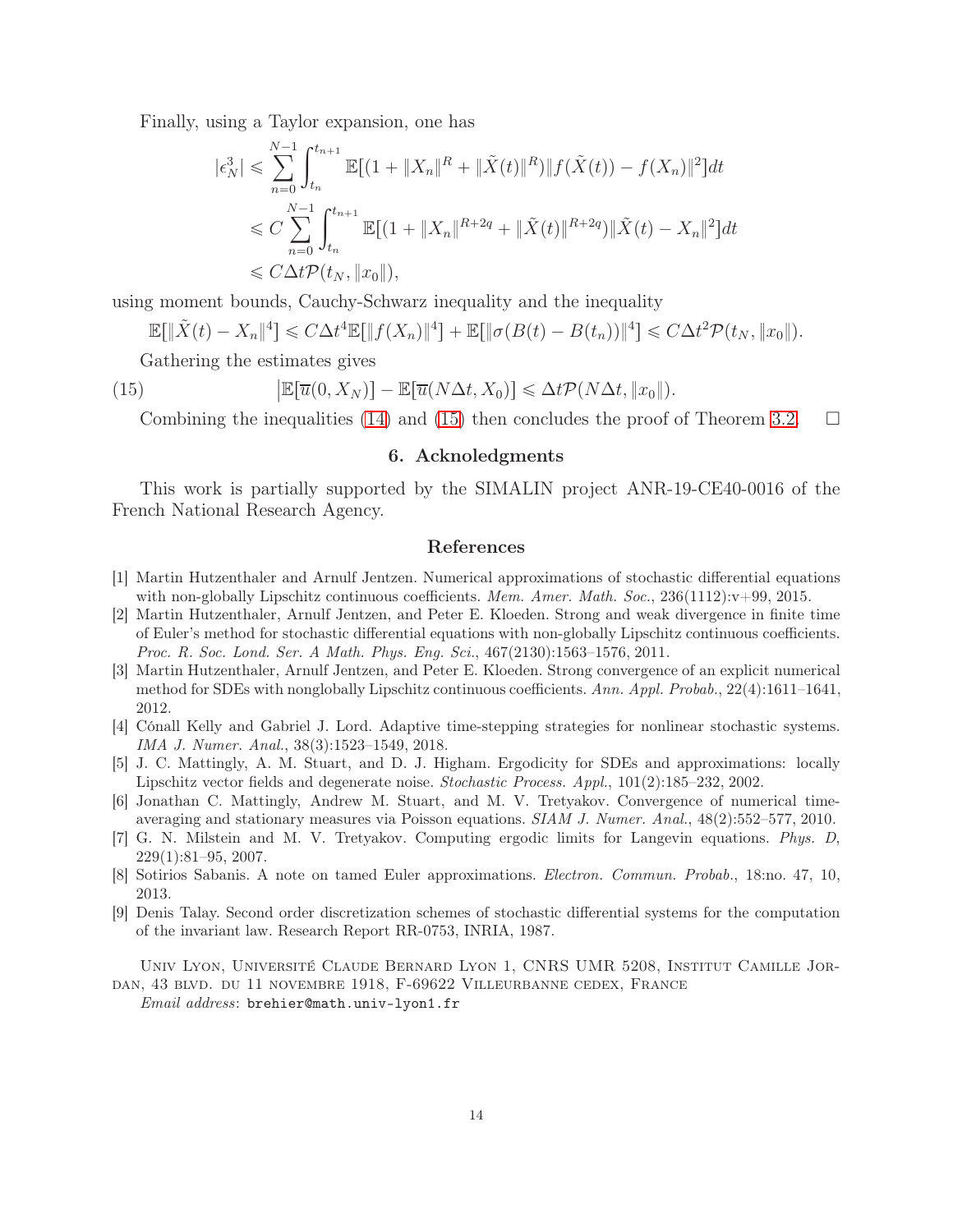Finally, using a Taylor expansion, one has

$$
\begin{aligned}
|\epsilon_N^3| &\leqslant \sum_{n=0}^{N-1} \int_{t_n}^{t_{n+1}} \mathbb{E}[(1 + \|X_n\|^R + \|\tilde{X}(t)\|^R)\|f(\tilde{X}(t)) - f(X_n)\|^2]dt \\
&\leqslant C \sum_{n=0}^{N-1} \int_{t_n}^{t_{n+1}} \mathbb{E}[(1 + \|X_n\|^{R+2q} + \|\tilde{X}(t)\|^{R+2q})\|\tilde{X}(t) - X_n\|^2]dt \\
&\leqslant C\Delta t \mathcal{P}(t_N, \|x_0\|),
\end{aligned}
$$

using moment bounds, Cauchy-Schwarz inequality and the inequality

$$
\mathbb{E}[\|\tilde{X}(t) - X_n\|^4] \leqslant C\Delta t^4 \mathbb{E}[\|f(X_n)\|^4] + \mathbb{E}[\|\sigma(B(t) - B(t_n))\|^4] \leqslant C\Delta t^2 \mathcal{P}(t_N, \|x_0\|).
$$

Gathering the estimates gives

$$
\big|\mathbb{E}[\overline{u}(0, X_N)] - \mathbb{E}[\overline{u}(N\Delta t, X_0)]\big| \leqslant \Delta t \mathcal{P}(N\Delta t, \|x_0\|). \tag{15}
$$

Combining the inequalities (14) and (15) then concludes the proof of Theorem 3.2. □

## 6. Acknoledgments

This work is partially supported by the SIMALIN project ANR-19-CE40-0016 of the French National Research Agency.

## References

[1] Martin Hutzenthaler and Arnulf Jentzen. Numerical approximations of stochastic differential equations with non-globally Lipschitz continuous coefficients. *Mem. Amer. Math. Soc.*, 236(1112):v+99, 2015.

[2] Martin Hutzenthaler, Arnulf Jentzen, and Peter E. Kloeden. Strong and weak divergence in finite time of Euler's method for stochastic differential equations with non-globally Lipschitz continuous coefficients. *Proc. R. Soc. Lond. Ser. A Math. Phys. Eng. Sci.*, 467(2130):1563–1576, 2011.

[3] Martin Hutzenthaler, Arnulf Jentzen, and Peter E. Kloeden. Strong convergence of an explicit numerical method for SDEs with nonglobally Lipschitz continuous coefficients. *Ann. Appl. Probab.*, 22(4):1611–1641, 2012.

[4] Cónall Kelly and Gabriel J. Lord. Adaptive time-stepping strategies for nonlinear stochastic systems. *IMA J. Numer. Anal.*, 38(3):1523–1549, 2018.

[5] J. C. Mattingly, A. M. Stuart, and D. J. Higham. Ergodicity for SDEs and approximations: locally Lipschitz vector fields and degenerate noise. *Stochastic Process. Appl.*, 101(2):185–232, 2002.

[6] Jonathan C. Mattingly, Andrew M. Stuart, and M. V. Tretyakov. Convergence of numerical time-averaging and stationary measures via Poisson equations. *SIAM J. Numer. Anal.*, 48(2):552–577, 2010.

[7] G. N. Milstein and M. V. Tretyakov. Computing ergodic limits for Langevin equations. *Phys. D*, 229(1):81–95, 2007.

[8] Sotirios Sabanis. A note on tamed Euler approximations. *Electron. Commun. Probab.*, 18:no. 47, 10, 2013.

[9] Denis Talay. Second order discretization schemes of stochastic differential systems for the computation of the invariant law. Research Report RR-0753, INRIA, 1987.

Univ Lyon, Université Claude Bernard Lyon 1, CNRS UMR 5208, Institut Camille Jordan, 43 blvd. du 11 novembre 1918, F-69622 Villeurbanne cedex, France

*Email address*: brehier@math.univ-lyon1.fr